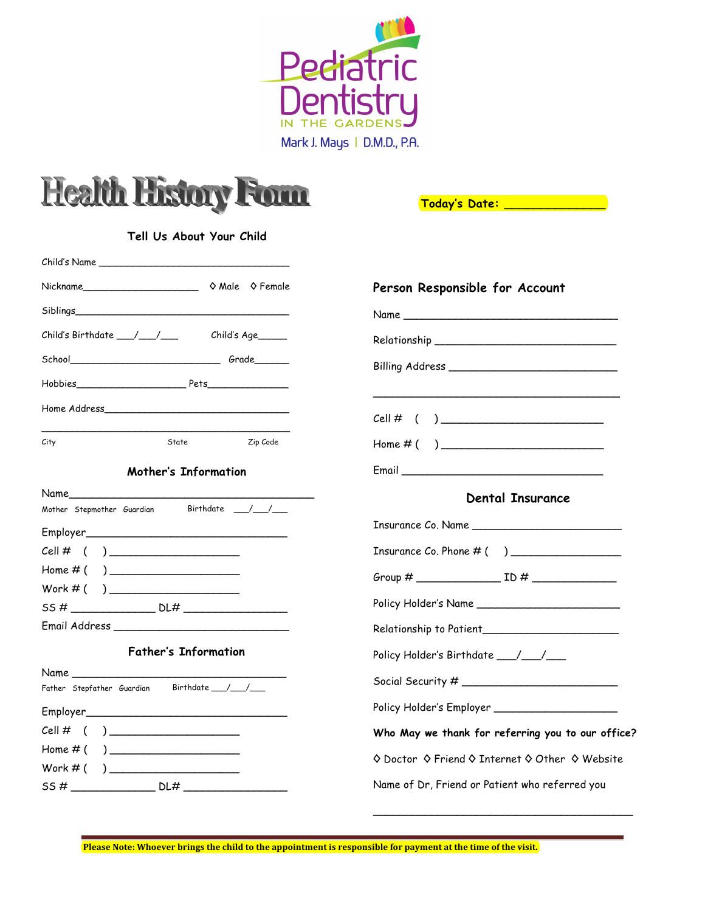Pediatric Dentistry

IN THE GARDENS

Mark J. Mays | D.M.D., P.A.

# Health History Form

**Today's Date: ______________**

## Tell Us About Your Child

Child's Name ________________________________

Nickname____________________ ◊ Male ◊ Female

Siblings________________________________________

Child's Birthdate ___/___/___ Child's Age_____

School__________________________ Grade______

Hobbies___________________ Pets______________

Home Address___________________________________

_______________________________________________

City State Zip Code

## Mother's Information

Name_________________________________________

Mother Stepmother Guardian Birthdate ___/___/___

Employer________________________________

Cell # ( ) _____________________

Home # ( ) _____________________

Work # ( ) _____________________

SS # _____________ DL# ________________

Email Address ___________________________

## Father's Information

Name ____________________________________

Father Stepfather Guardian Birthdate ___/___/___

Employer________________________________

Cell # ( ) _____________________

Home # ( ) _____________________

Work # ( ) _____________________

SS # _____________ DL# ________________

## Person Responsible for Account

Name __________________________________

Relationship ____________________________

Billing Address __________________________

_______________________________________

Cell # ( ) _________________________

Home # ( ) _________________________

Email _________________________________

## Dental Insurance

Insurance Co. Name _______________________

Insurance Co. Phone # ( ) _________________

Group # _____________ ID # _____________

Policy Holder's Name ______________________

Relationship to Patient_____________________

Policy Holder's Birthdate ___/___/___

Social Security # _________________________

Policy Holder's Employer ___________________

**Who May we thank for referring you to our office?**

◊ Doctor ◊ Friend ◊ Internet ◊ Other ◊ Website

Name of Dr, Friend or Patient who referred you

_________________________________________

**Please Note: Whoever brings the child to the appointment is responsible for payment at the time of the visit.**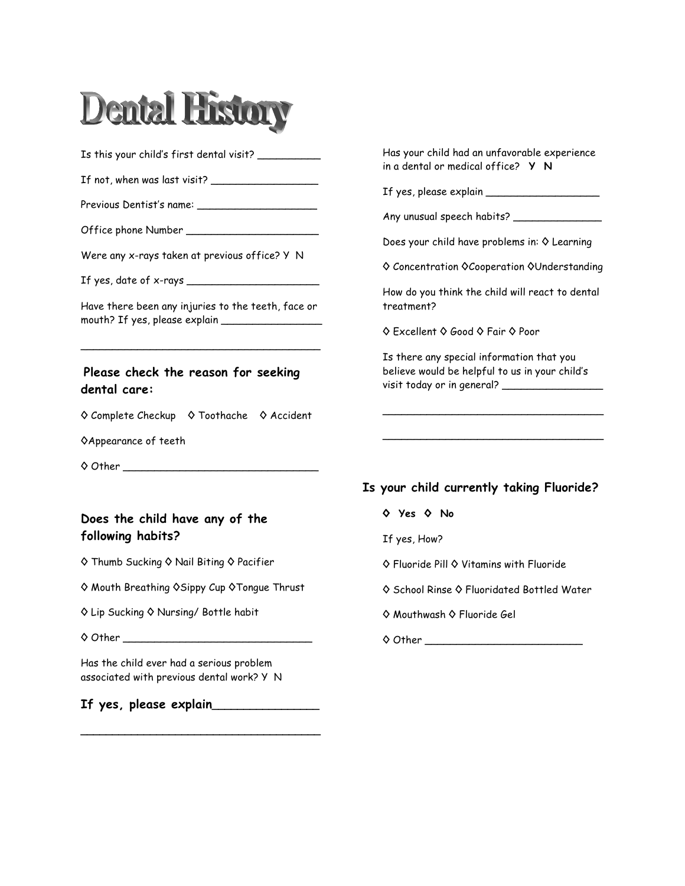# Dental History

Is this your child's first dental visit? __________

If not, when was last visit? _________________

Previous Dentist's name: ___________________

Office phone Number _____________________

Were any x-rays taken at previous office? Y N

If yes, date of x-rays _____________________

Have there been any injuries to the teeth, face or mouth? If yes, please explain ________________

_____________________________________

**Please check the reason for seeking dental care:**

◊ Complete Checkup ◊ Toothache ◊ Accident

◊Appearance of teeth

◊ Other _______________________________

**Does the child have any of the following habits?**

◊ Thumb Sucking ◊ Nail Biting ◊ Pacifier

◊ Mouth Breathing ◊Sippy Cup ◊Tongue Thrust

◊ Lip Sucking ◊ Nursing/ Bottle habit

◊ Other ______________________________

Has the child ever had a serious problem associated with previous dental work? Y N

**If yes, please explain**_______________

_____________________________________

Has your child had an unfavorable experience in a dental or medical office? **Y N**

If yes, please explain __________________

Any unusual speech habits? ______________

Does your child have problems in: ◊ Learning

◊ Concentration ◊Cooperation ◊Understanding

How do you think the child will react to dental treatment?

◊ Excellent ◊ Good ◊ Fair ◊ Poor

Is there any special information that you believe would be helpful to us in your child's visit today or in general? ________________

___________________________________

___________________________________

**Is your child currently taking Fluoride?**

**◊ Yes ◊ No**

If yes, How?

◊ Fluoride Pill ◊ Vitamins with Fluoride

◊ School Rinse ◊ Fluoridated Bottled Water

◊ Mouthwash ◊ Fluoride Gel

◊ Other _________________________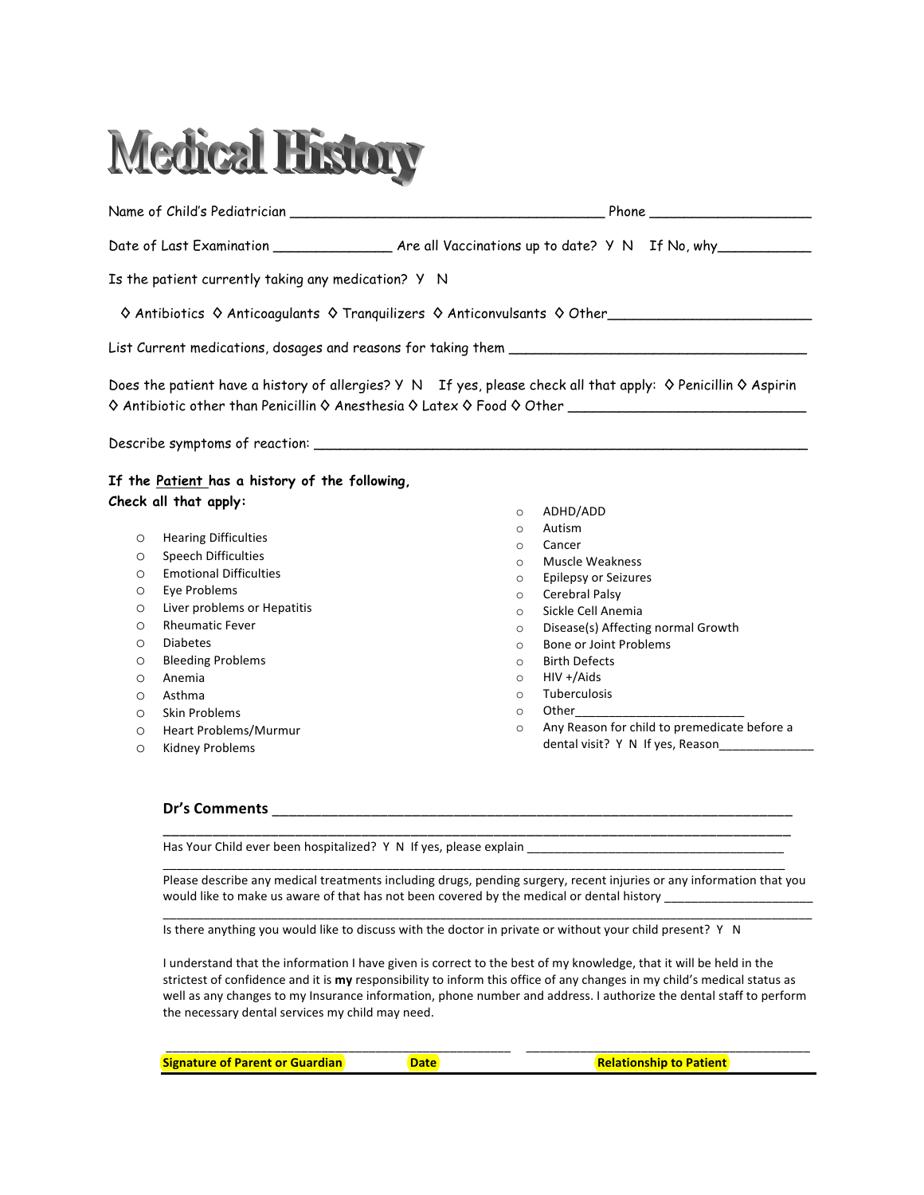# Medical History

Name of Child's Pediatrician ______________________________________ Phone ___________________

Date of Last Examination ______________ Are all Vaccinations up to date? Y N If No, why___________

Is the patient currently taking any medication? Y N

◊ Antibiotics ◊ Anticoagulants ◊ Tranquilizers ◊ Anticonvulsants ◊ Other_________________________

List Current medications, dosages and reasons for taking them _____________________________________

Does the patient have a history of allergies? Y N If yes, please check all that apply: ◊ Penicillin ◊ Aspirin ◊ Antibiotic other than Penicillin ◊ Anesthesia ◊ Latex ◊ Food ◊ Other _____________________________

Describe symptoms of reaction: ____________________________________________________________

**If the Patient has a history of the following, Check all that apply:**

- Hearing Difficulties
- Speech Difficulties
- Emotional Difficulties
- Eye Problems
- Liver problems or Hepatitis
- Rheumatic Fever
- Diabetes
- Bleeding Problems
- Anemia
- Asthma
- Skin Problems
- Heart Problems/Murmur
- Kidney Problems
- ADHD/ADD
- Autism
- Cancer
- Muscle Weakness
- Epilepsy or Seizures
- Cerebral Palsy
- Sickle Cell Anemia
- Disease(s) Affecting normal Growth
- Bone or Joint Problems
- Birth Defects
- HIV +/Aids
- Tuberculosis
- Other_________________________
- Any Reason for child to premedicate before a dental visit? Y N If yes, Reason______________

**Dr's Comments** ____________________________________________________________________

______________________________________________________________________________

Has Your Child ever been hospitalized? Y N If yes, please explain _____________________________________

______________________________________________________________________________

Please describe any medical treatments including drugs, pending surgery, recent injuries or any information that you would like to make us aware of that has not been covered by the medical or dental history _____________________

______________________________________________________________________________

Is there anything you would like to discuss with the doctor in private or without your child present? Y N

I understand that the information I have given is correct to the best of my knowledge, that it will be held in the strictest of confidence and it is **my** responsibility to inform this office of any changes in my child's medical status as well as any changes to my Insurance information, phone number and address. I authorize the dental staff to perform the necessary dental services my child may need.

__________________________________________________ __________________________________________

**Signature of Parent or Guardian** **Date** **Relationship to Patient**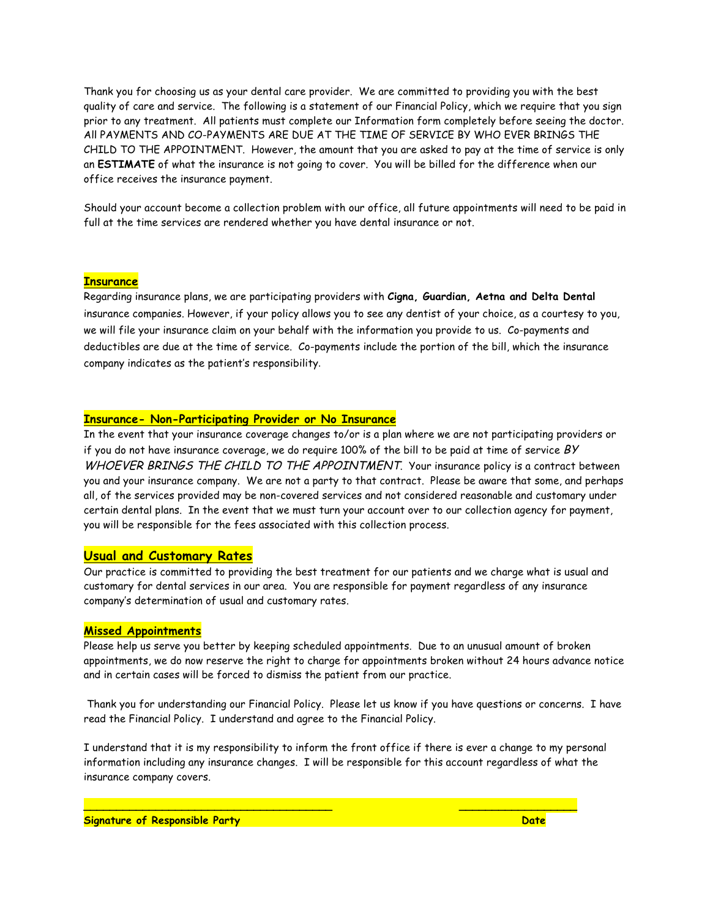Thank you for choosing us as your dental care provider. We are committed to providing you with the best quality of care and service. The following is a statement of our Financial Policy, which we require that you sign prior to any treatment. All patients must complete our Information form completely before seeing the doctor. All PAYMENTS AND CO-PAYMENTS ARE DUE AT THE TIME OF SERVICE BY WHO EVER BRINGS THE CHILD TO THE APPOINTMENT. However, the amount that you are asked to pay at the time of service is only an **ESTIMATE** of what the insurance is not going to cover. You will be billed for the difference when our office receives the insurance payment.

Should your account become a collection problem with our office, all future appointments will need to be paid in full at the time services are rendered whether you have dental insurance or not.

## Insurance

Regarding insurance plans, we are participating providers with **Cigna, Guardian, Aetna and Delta Dental** insurance companies. However, if your policy allows you to see any dentist of your choice, as a courtesy to you, we will file your insurance claim on your behalf with the information you provide to us. Co-payments and deductibles are due at the time of service. Co-payments include the portion of the bill, which the insurance company indicates as the patient's responsibility.

## Insurance- Non-Participating Provider or No Insurance

In the event that your insurance coverage changes to/or is a plan where we are not participating providers or if you do not have insurance coverage, we do require 100% of the bill to be paid at time of service *BY WHOEVER BRINGS THE CHILD TO THE APPOINTMENT*. Your insurance policy is a contract between you and your insurance company. We are not a party to that contract. Please be aware that some, and perhaps all, of the services provided may be non-covered services and not considered reasonable and customary under certain dental plans. In the event that we must turn your account over to our collection agency for payment, you will be responsible for the fees associated with this collection process.

## Usual and Customary Rates

Our practice is committed to providing the best treatment for our patients and we charge what is usual and customary for dental services in our area. You are responsible for payment regardless of any insurance company's determination of usual and customary rates.

## Missed Appointments

Please help us serve you better by keeping scheduled appointments. Due to an unusual amount of broken appointments, we do now reserve the right to charge for appointments broken without 24 hours advance notice and in certain cases will be forced to dismiss the patient from our practice.

Thank you for understanding our Financial Policy. Please let us know if you have questions or concerns. I have read the Financial Policy. I understand and agree to the Financial Policy.

I understand that it is my responsibility to inform the front office if there is ever a change to my personal information including any insurance changes. I will be responsible for this account regardless of what the insurance company covers.

______________________________________ __________________

**Signature of Responsible Party** **Date**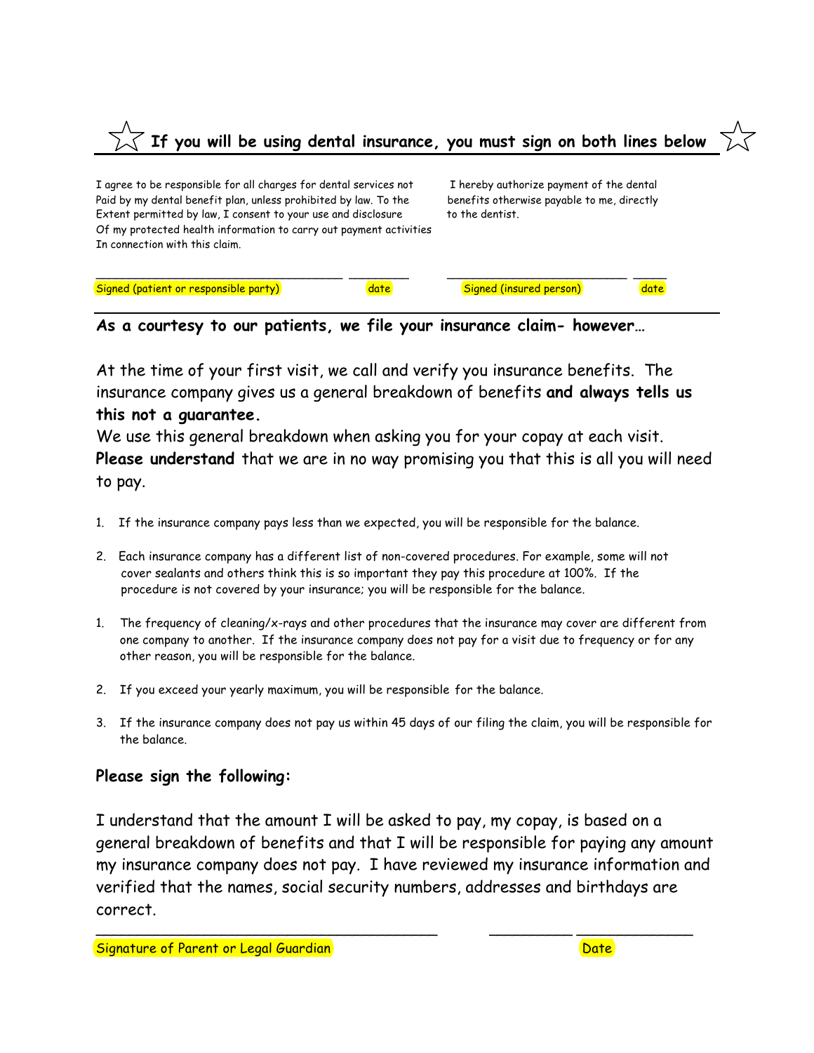## ☆ If you will be using dental insurance, you must sign on both lines below ☆

I agree to be responsible for all charges for dental services not Paid by my dental benefit plan, unless prohibited by law. To the Extent permitted by law, I consent to your use and disclosure Of my protected health information to carry out payment activities In connection with this claim.

I hereby authorize payment of the dental benefits otherwise payable to me, directly to the dentist.

_________________________________ ________ ________________________ _____

Signed (patient or responsible party) date Signed (insured person) date

---

**As a courtesy to our patients, we file your insurance claim- however…**

At the time of your first visit, we call and verify you insurance benefits. The insurance company gives us a general breakdown of benefits **and always tells us this not a guarantee.**

We use this general breakdown when asking you for your copay at each visit. **Please understand** that we are in no way promising you that this is all you will need to pay.

1. If the insurance company pays less than we expected, you will be responsible for the balance.

2. Each insurance company has a different list of non-covered procedures. For example, some will not cover sealants and others think this is so important they pay this procedure at 100%. If the procedure is not covered by your insurance; you will be responsible for the balance.

1. The frequency of cleaning/x-rays and other procedures that the insurance may cover are different from one company to another. If the insurance company does not pay for a visit due to frequency or for any other reason, you will be responsible for the balance.

2. If you exceed your yearly maximum, you will be responsible for the balance.

3. If the insurance company does not pay us within 45 days of our filing the claim, you will be responsible for the balance.

**Please sign the following:**

I understand that the amount I will be asked to pay, my copay, is based on a general breakdown of benefits and that I will be responsible for paying any amount my insurance company does not pay. I have reviewed my insurance information and verified that the names, social security numbers, addresses and birthdays are correct.

_______________________________________ __________ _____________

Signature of Parent or Legal Guardian Date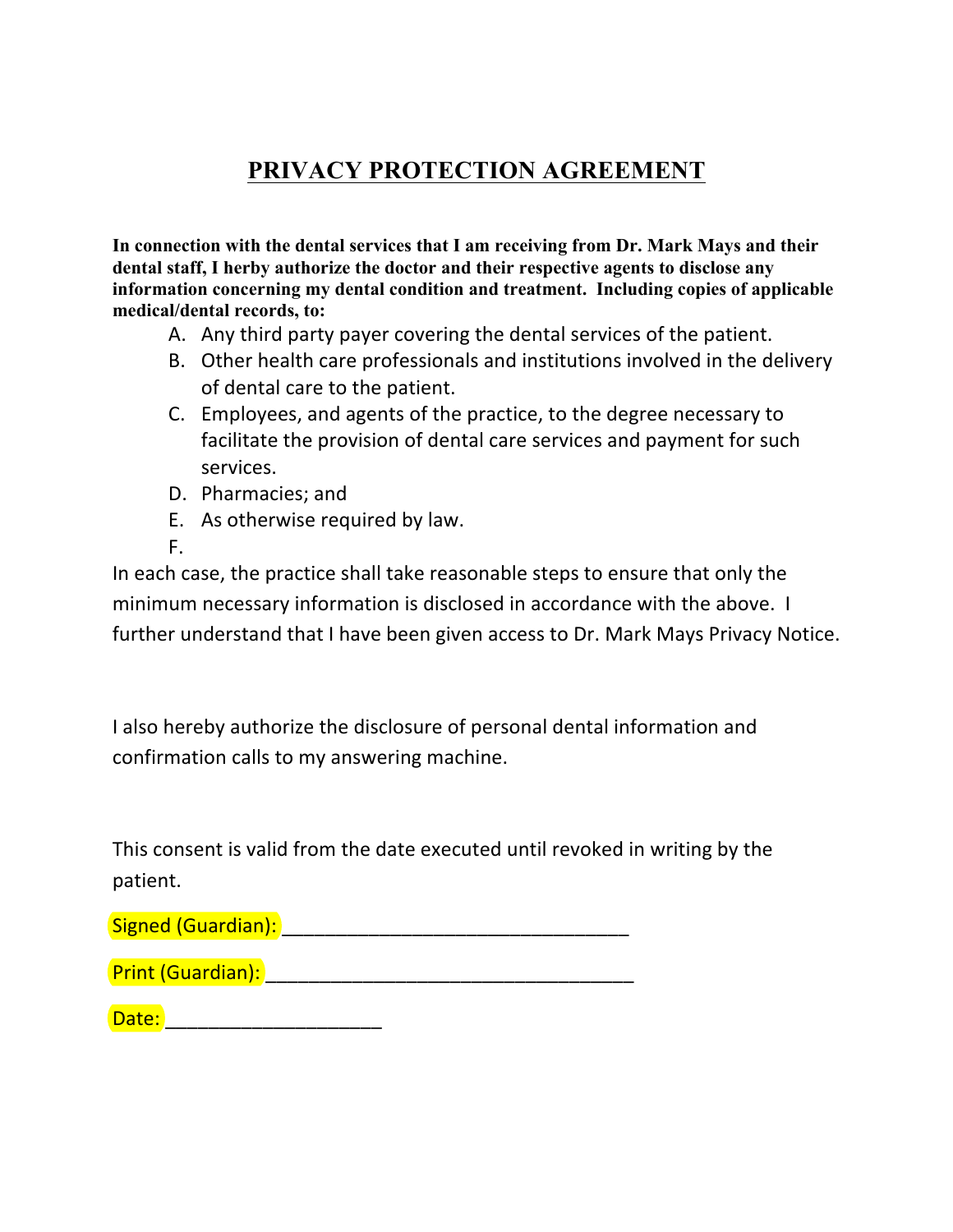# PRIVACY PROTECTION AGREEMENT

**In connection with the dental services that I am receiving from Dr. Mark Mays and their dental staff, I herby authorize the doctor and their respective agents to disclose any information concerning my dental condition and treatment. Including copies of applicable medical/dental records, to:**

A. Any third party payer covering the dental services of the patient.
B. Other health care professionals and institutions involved in the delivery of dental care to the patient.
C. Employees, and agents of the practice, to the degree necessary to facilitate the provision of dental care services and payment for such services.
D. Pharmacies; and
E. As otherwise required by law.
F.

In each case, the practice shall take reasonable steps to ensure that only the minimum necessary information is disclosed in accordance with the above. I further understand that I have been given access to Dr. Mark Mays Privacy Notice.

I also hereby authorize the disclosure of personal dental information and confirmation calls to my answering machine.

This consent is valid from the date executed until revoked in writing by the patient.

Signed (Guardian): ________________________________

Print (Guardian): __________________________________

Date: ____________________